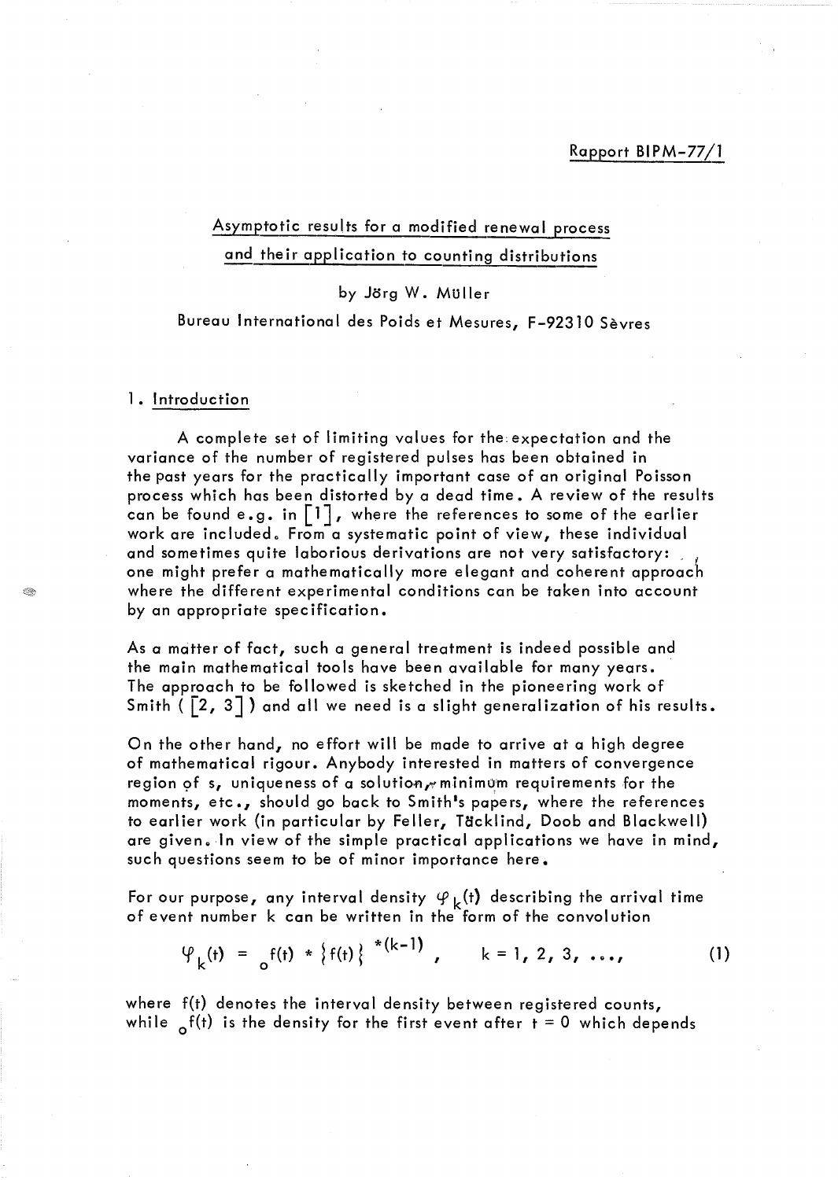Rapport BIPM-77/1

# Asymptotic results for a modified renewal process and their application to counting distributions

by Jörg W. Müller

Bureau International des Poids et Mesures, F-92310 Sèvres

## 1. Introduction

A complete set of limiting values for the expectation and the variance of the number of registered pulses has been obtained in the past years for the practically important case of an original Poisson process which has been distorted by a dead time. A review of the results can be found e.g. in [1], where the references to some of the earlier work are included. From a systematic point of view, these individual and sometimes quite laborious derivations are not very satisfactory: one might prefer a mathematically more elegant and coherent approach where the different experimental conditions can be taken into account by an appropriate specification.

As a matter of fact, such a general treatment is indeed possible and the main mathematical tools have been available for many years. The approach to be followed is sketched in the pioneering work of Smith ([2, 3]) and all we need is a slight generalization of his results.

On the other hand, no effort will be made to arrive at a high degree of mathematical rigour. Anybody interested in matters of convergence region of s, uniqueness of a solution, minimum requirements for the moments, etc., should go back to Smith's papers, where the references to earlier work (in particular by Feller, Täcklind, Doob and Blackwell) are given. In view of the simple practical applications we have in mind, such questions seem to be of minor importance here.

For our purpose, any interval density $\varphi_k(t)$ describing the arrival time of event number k can be written in the form of the convolution

$$\varphi_k(t) = {}_0f(t) * \{f(t)\}^{*(k-1)} , \qquad k = 1, 2, 3, \ldots, \tag{1}$$

where f(t) denotes the interval density between registered counts, while ${}_0f(t)$ is the density for the first event after t = 0 which depends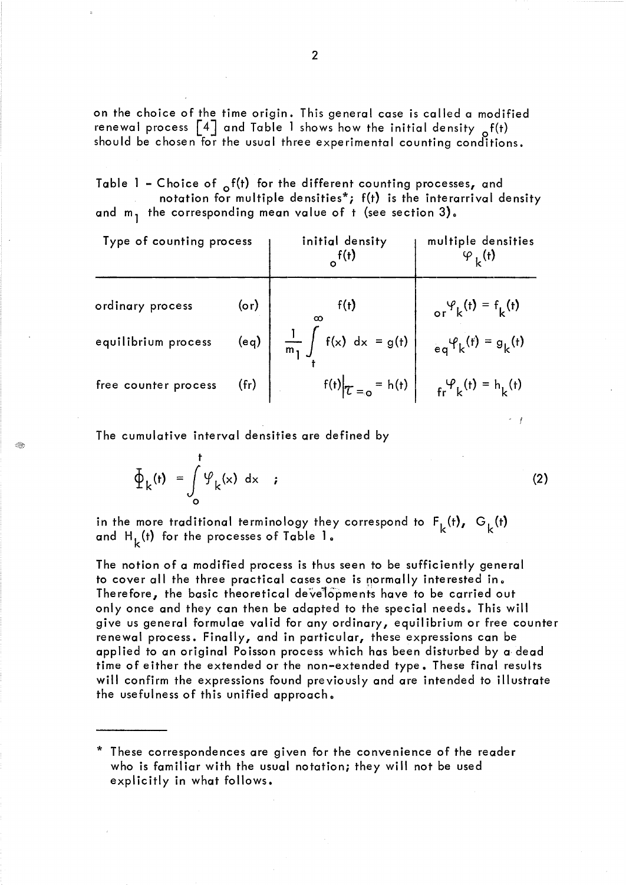on the choice of the time origin. This general case is called a modified renewal process [4] and Table 1 shows how the initial density $_{o}f(t)$ should be chosen for the usual three experimental counting conditions.

Table 1 – Choice of $_{o}f(t)$ for the different counting processes, and notation for multiple densities*; $f(t)$ is the interarrival density and $m_1$ the corresponding mean value of $t$ (see section 3).

| Type of counting process | | initial density $_{o}f(t)$ | multiple densities $\varphi_k(t)$ |
|---|---|---|---|
| ordinary process | (or) | $f(t)$ | $_{or}\varphi_k(t) = f_k(t)$ |
| equilibrium process | (eq) | $\frac{1}{m_1} \int_t^\infty f(x)\, dx = g(t)$ | $_{eq}\varphi_k(t) = g_k(t)$ |
| free counter process | (fr) | $f(t)\big\vert_{\tau=0} = h(t)$ | $_{fr}\varphi_k(t) = h_k(t)$ |

The cumulative interval densities are defined by

$$\Phi_k(t) = \int_0^t \varphi_k(x)\, dx \quad ; \tag{2}$$

in the more traditional terminology they correspond to $F_k(t)$, $G_k(t)$ and $H_k(t)$ for the processes of Table 1.

The notion of a modified process is thus seen to be sufficiently general to cover all the three practical cases one is normally interested in. Therefore, the basic theoretical developments have to be carried out only once and they can then be adapted to the special needs. This will give us general formulae valid for any ordinary, equilibrium or free counter renewal process. Finally, and in particular, these expressions can be applied to an original Poisson process which has been disturbed by a dead time of either the extended or the non-extended type. These final results will confirm the expressions found previously and are intended to illustrate the usefulness of this unified approach.

---

\* These correspondences are given for the convenience of the reader who is familiar with the usual notation; they will not be used explicitly in what follows.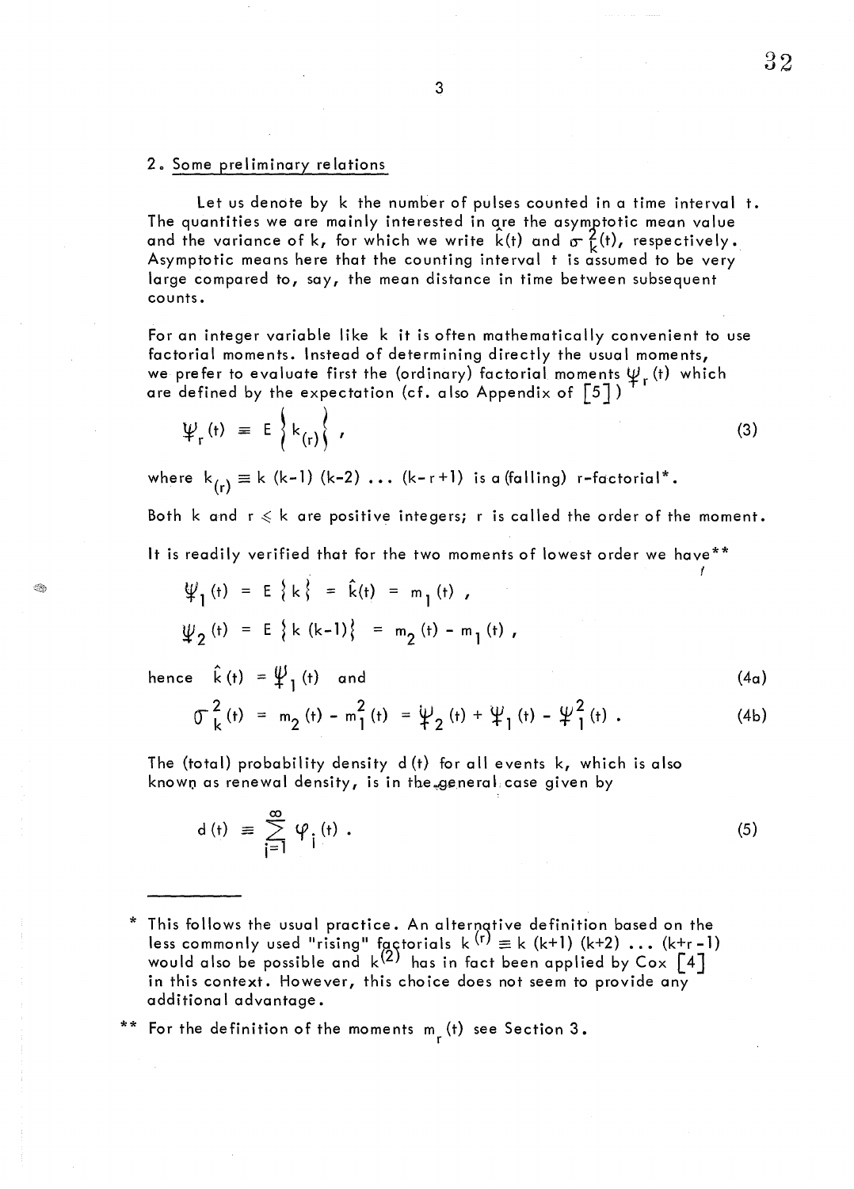## 2. Some preliminary relations

Let us denote by $k$ the number of pulses counted in a time interval $t$. The quantities we are mainly interested in are the asymptotic mean value and the variance of $k$, for which we write $\hat{k}(t)$ and $\sigma_k^2(t)$, respectively. Asymptotic means here that the counting interval $t$ is assumed to be very large compared to, say, the mean distance in time between subsequent counts.

For an integer variable like $k$ it is often mathematically convenient to use factorial moments. Instead of determining directly the usual moments, we prefer to evaluate first the (ordinary) factorial moments $\Psi_r(t)$ which are defined by the expectation (cf. also Appendix of [5])

$$\Psi_r(t) \equiv E\left\{k_{(r)}\right\} , \tag{3}$$

where $k_{(r)} \equiv k(k-1)(k-2)\ldots(k-r+1)$ is a (falling) r-factorial*.

Both $k$ and $r \leqslant k$ are positive integers; $r$ is called the order of the moment.

It is readily verified that for the two moments of lowest order we have**

$$\Psi_1(t) = E\{k\} = \hat{k}(t) = m_1(t) ,$$

$$\Psi_2(t) = E\{k(k-1)\} = m_2(t) - m_1(t) ,$$

hence $\hat{k}(t) = \Psi_1(t)$ and $\qquad$ (4a)

$$\sigma_k^2(t) = m_2(t) - m_1^2(t) = \Psi_2(t) + \Psi_1(t) - \Psi_1^2(t) . \tag{4b}$$

The (total) probability density $d(t)$ for all events $k$, which is also known as renewal density, is in the general case given by

$$d(t) \equiv \sum_{i=1}^{\infty} \varphi_i(t) . \tag{5}$$

---

\* This follows the usual practice. An alternative definition based on the less commonly used "rising" factorials $k^{(r)} \equiv k(k+1)(k+2)\ldots(k+r-1)$ would also be possible and $k^{(2)}$ has in fact been applied by Cox [4] in this context. However, this choice does not seem to provide any additional advantage.

\*\* For the definition of the moments $m_r(t)$ see Section 3.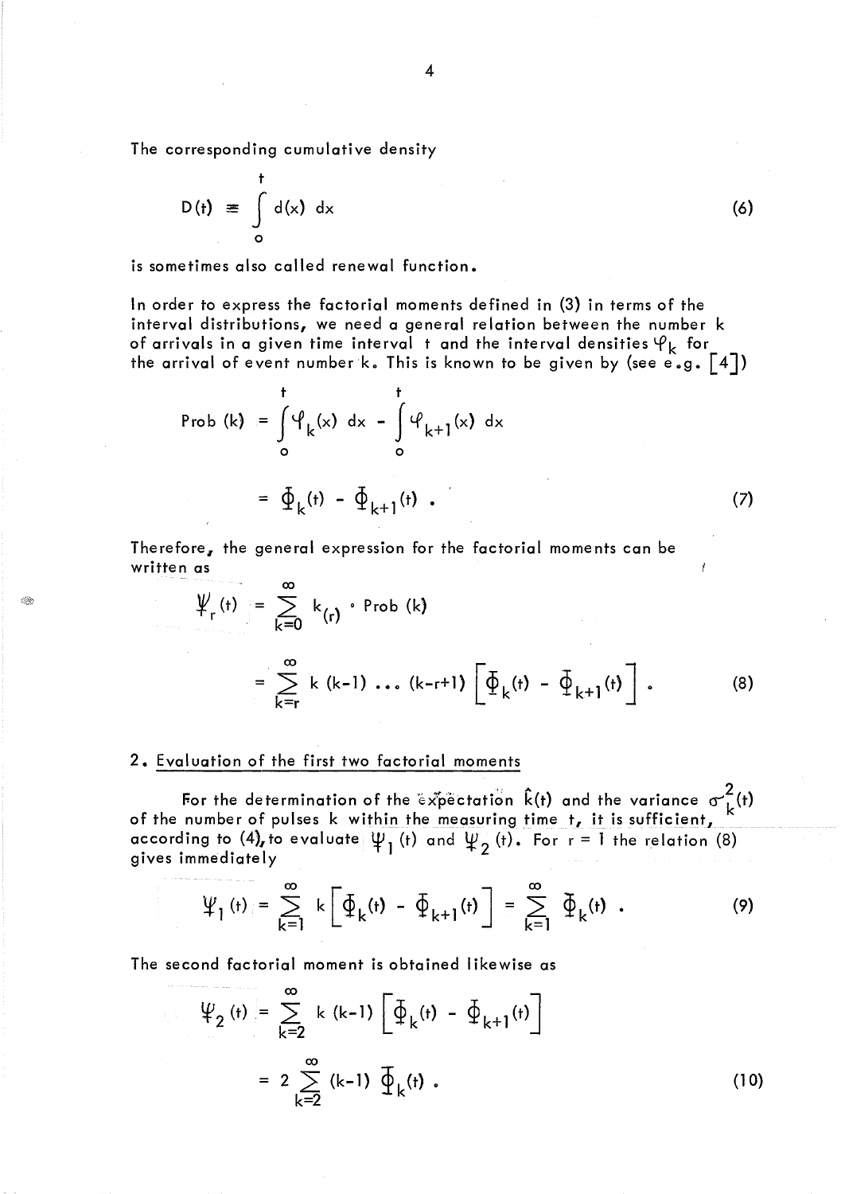The corresponding cumulative density

$$D(t) \equiv \int_0^t d(x)\, dx \tag{6}$$

is sometimes also called renewal function.

In order to express the factorial moments defined in (3) in terms of the interval distributions, we need a general relation between the number k of arrivals in a given time interval t and the interval densities $\varphi_k$ for the arrival of event number k. This is known to be given by (see e.g. [4])

$$\begin{aligned}
\text{Prob}\,(k) &= \int_0^t \varphi_k(x)\, dx - \int_0^t \varphi_{k+1}(x)\, dx \\
&= \Phi_k(t) - \Phi_{k+1}(t)\ .
\end{aligned} \tag{7}$$

Therefore, the general expression for the factorial moments can be written as

$$\begin{aligned}
\Psi_r(t) &= \sum_{k=0}^{\infty} k_{(r)} \cdot \text{Prob}\,(k) \\
&= \sum_{k=r}^{\infty} k\,(k-1) \ldots (k-r+1) \left[ \Phi_k(t) - \Phi_{k+1}(t) \right] .
\end{aligned} \tag{8}$$

## 2. Evaluation of the first two factorial moments

For the determination of the expectation $\hat{k}(t)$ and the variance $\sigma_k^2(t)$ of the number of pulses k within the measuring time t, it is sufficient, according to (4), to evaluate $\Psi_1(t)$ and $\Psi_2(t)$. For r = 1 the relation (8) gives immediately

$$\Psi_1(t) = \sum_{k=1}^{\infty} k \left[ \Phi_k(t) - \Phi_{k+1}(t) \right] = \sum_{k=1}^{\infty} \Phi_k(t)\ . \tag{9}$$

The second factorial moment is obtained likewise as

$$\begin{aligned}
\Psi_2(t) &= \sum_{k=2}^{\infty} k\,(k-1) \left[ \Phi_k(t) - \Phi_{k+1}(t) \right] \\
&= 2 \sum_{k=2}^{\infty} (k-1)\, \Phi_k(t)\ .
\end{aligned} \tag{10}$$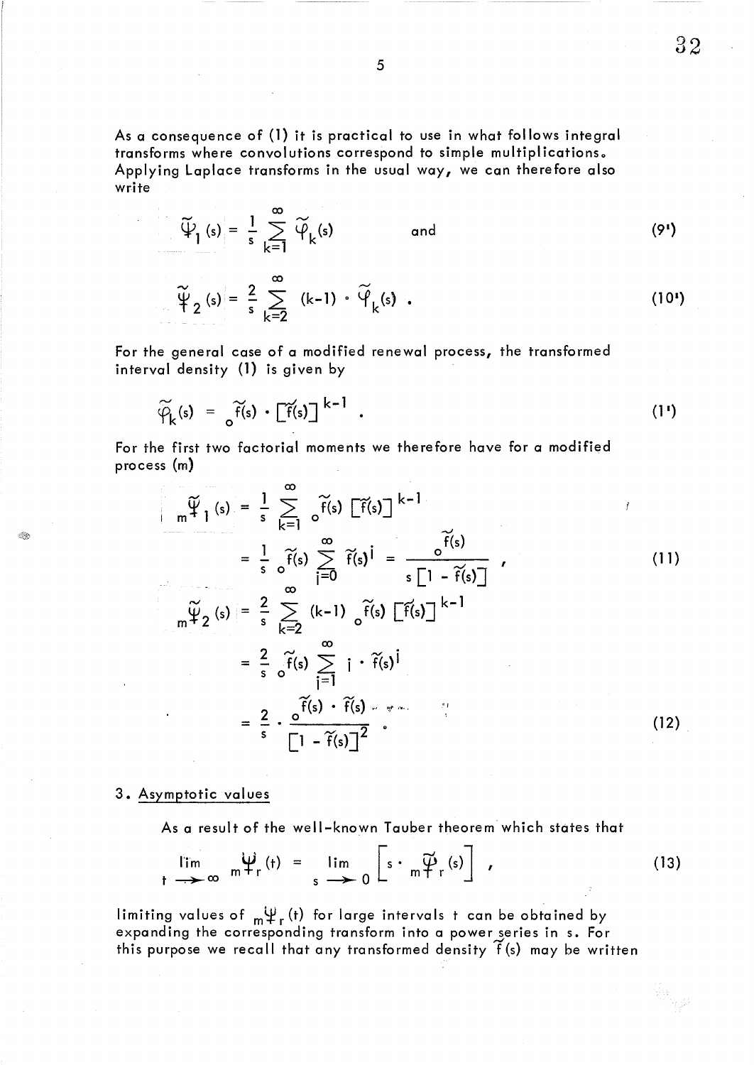As a consequence of (1) it is practical to use in what follows integral transforms where convolutions correspond to simple multiplications. Applying Laplace transforms in the usual way, we can therefore also write

$$\tilde{\Psi}_1(s) = \frac{1}{s} \sum_{k=1}^{\infty} \tilde{\varphi}_k(s) \qquad \text{and} \tag{9'}$$

$$\tilde{\Psi}_2(s) = \frac{2}{s} \sum_{k=2}^{\infty} (k-1) \cdot \tilde{\varphi}_k(s) \; . \tag{10'}$$

For the general case of a modified renewal process, the transformed interval density (1) is given by

$$\tilde{\varphi}_k(s) = {}_o\tilde{f}(s) \cdot [\tilde{f}(s)]^{k-1} \; . \tag{1'}$$

For the first two factorial moments we therefore have for a modified process (m)

$$\begin{aligned} {}_m\tilde{\Psi}_1(s) &= \frac{1}{s} \sum_{k=1}^{\infty} {}_o\tilde{f}(s) \, [\tilde{f}(s)]^{k-1} \\ &= \frac{1}{s} \, {}_o\tilde{f}(s) \sum_{i=0}^{\infty} \tilde{f}(s)^i = \frac{{}_o\tilde{f}(s)}{s \, [1 - \tilde{f}(s)]} \; , \end{aligned} \tag{11}$$

$$\begin{aligned} {}_m\tilde{\Psi}_2(s) &= \frac{2}{s} \sum_{k=2}^{\infty} (k-1) \, {}_o\tilde{f}(s) \, [\tilde{f}(s)]^{k-1} \\ &= \frac{2}{s} \, {}_o\tilde{f}(s) \sum_{i=1}^{\infty} i \cdot \tilde{f}(s)^i \\ &= \frac{2}{s} \cdot \frac{{}_o\tilde{f}(s) \cdot \tilde{f}(s)}{[1 - \tilde{f}(s)]^2} \; . \end{aligned} \tag{12}$$

## 3. Asymptotic values

As a result of the well-known Tauber theorem which states that

$$\lim_{t \to \infty} {}_m\Psi_r(t) = \lim_{s \to 0} \left[ s \cdot {}_m\tilde{\Psi}_r(s) \right] \; , \tag{13}$$

limiting values of ${}_m\Psi_r(t)$ for large intervals $t$ can be obtained by expanding the corresponding transform into a power series in $s$. For this purpose we recall that any transformed density $\tilde{f}(s)$ may be written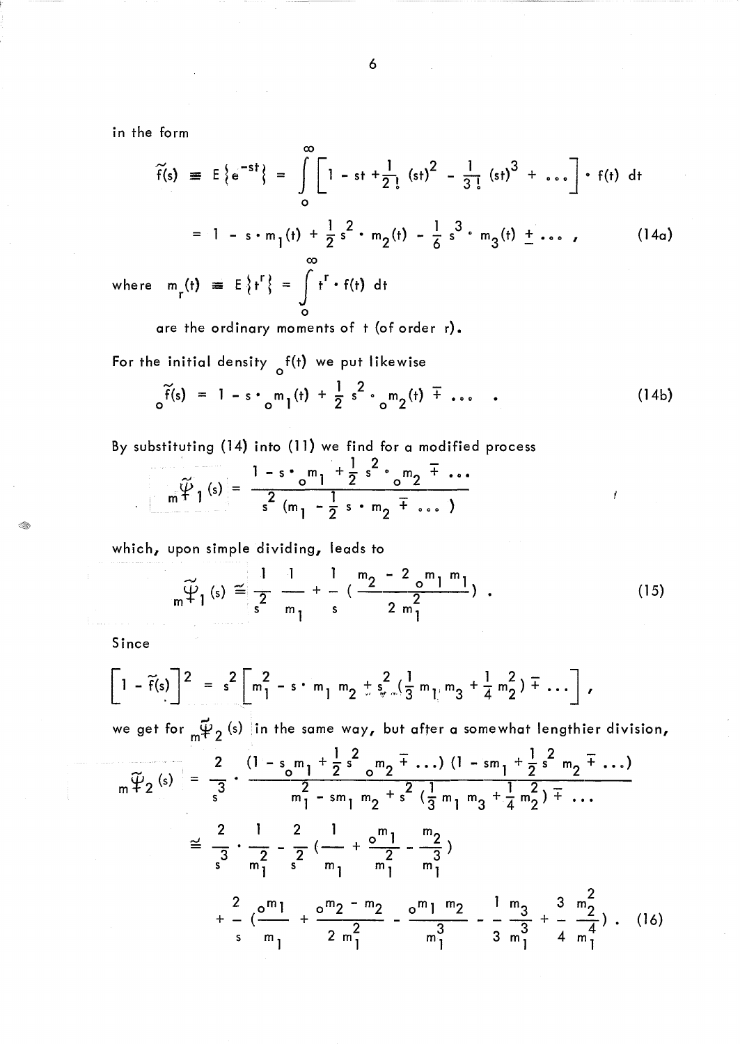in the form

$$\tilde{f}(s) \equiv E\{e^{-st}\} = \int_0^\infty \left[1 - st + \frac{1}{2!}(st)^2 - \frac{1}{3!}(st)^3 + \ldots\right] \cdot f(t)\, dt$$

$$= 1 - s \cdot m_1(t) + \frac{1}{2} s^2 \cdot m_2(t) - \frac{1}{6} s^3 \cdot m_3(t) \pm \ldots , \tag{14a}$$

where $m_r(t) \equiv E\{t^r\} = \int_0^\infty t^r \cdot f(t)\, dt$

are the ordinary moments of $t$ (of order $r$).

For the initial density ${}_o f(t)$ we put likewise

$${}_o\tilde{f}(s) = 1 - s \cdot {}_o m_1(t) + \frac{1}{2} s^2 \cdot {}_o m_2(t) \mp \ldots \tag{14b}$$

By substituting (14) into (11) we find for a modified process

$${}_m\tilde{\Psi}_1(s) = \frac{1 - s \cdot {}_o m_1 + \frac{1}{2} s^2 \cdot {}_o m_2 \mp \ldots}{s^2 (m_1 - \frac{1}{2} s \cdot m_2 \mp \ldots)}$$

which, upon simple dividing, leads to

$${}_m\tilde{\Psi}_1(s) \cong \frac{1}{s^2} \frac{1}{m_1} + \frac{1}{s} \left( \frac{m_2 - 2\, {}_o m_1\, m_1}{2\, m_1^2} \right) . \tag{15}$$

Since

$$\left[1 - \tilde{f}(s)\right]^2 = s^2 \left[ m_1^2 - s \cdot m_1\, m_2 \pm s^2 \left(\frac{1}{3} m_1\, m_3 + \frac{1}{4} m_2^2\right) \mp \ldots \right] ,$$

we get for ${}_m\tilde{\Psi}_2(s)$ in the same way, but after a somewhat lengthier division,

$${}_m\tilde{\Psi}_2(s) = \frac{2}{s^3} \cdot \frac{(1 - s\, {}_o m_1 + \frac{1}{2} s^2\, {}_o m_2 \mp \ldots)(1 - s m_1 + \frac{1}{2} s^2\, m_2 \mp \ldots)}{m_1^2 - s m_1\, m_2 + s^2 \left(\frac{1}{3} m_1\, m_3 + \frac{1}{4} m_2^2\right) \mp \ldots}$$

$$\cong \frac{2}{s^3} \cdot \frac{1}{m_1^2} - \frac{2}{s^2} \left( \frac{1}{m_1} + \frac{{}_o m_1}{m_1^2} - \frac{m_2}{m_1^3} \right)$$

$$+ \frac{2}{s} \left( \frac{{}_o m_1}{m_1} + \frac{{}_o m_2 - m_2}{2\, m_1^2} - \frac{{}_o m_1\, m_2}{m_1^3} - \frac{1}{3} \frac{m_3}{m_1^3} + \frac{3}{4} \frac{m_2^2}{m_1^4} \right) . \tag{16}$$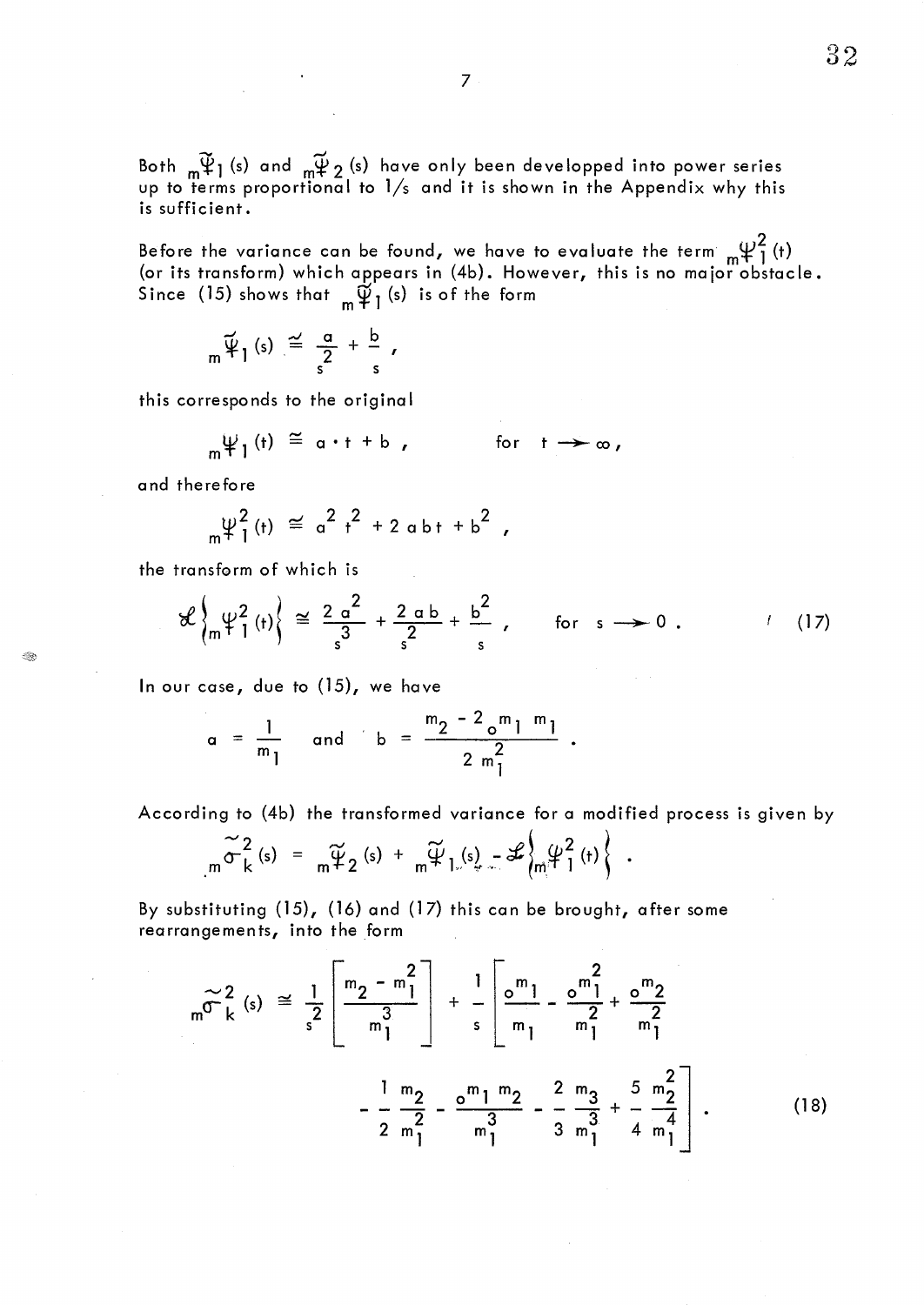Both ${}_m\widetilde{\Psi}_1(s)$ and ${}_m\widetilde{\Psi}_2(s)$ have only been developped into power series up to terms proportional to $1/s$ and it is shown in the Appendix why this is sufficient.

Before the variance can be found, we have to evaluate the term ${}_m\Psi_1^2(t)$ (or its transform) which appears in (4b). However, this is no major obstacle. Since (15) shows that ${}_m\widetilde{\Psi}_1(s)$ is of the form

$$ {}_m\widetilde{\Psi}_1(s) \cong \frac{a}{s^2} + \frac{b}{s}, $$

this corresponds to the original

$$ {}_m\Psi_1(t) \cong a \cdot t + b, \qquad \text{for } t \to \infty, $$

and therefore

$$ {}_m\Psi_1^2(t) \cong a^2 t^2 + 2\,a\,b\,t + b^2, $$

the transform of which is

$$ \mathscr{L}\left\{ {}_m\Psi_1^2(t) \right\} \cong \frac{2\,a^2}{s^3} + \frac{2\,a\,b}{s^2} + \frac{b^2}{s}, \qquad \text{for } s \to 0. \tag{17} $$

In our case, due to (15), we have

$$ a = \frac{1}{m_1} \quad \text{and} \quad b = \frac{m_2 - 2\,{}_om_1\,m_1}{2\,m_1^2}. $$

According to (4b) the transformed variance for a modified process is given by

$$ {}_m\widetilde{\sigma}_k^2(s) = {}_m\widetilde{\Psi}_2(s) + {}_m\widetilde{\Psi}_1(s) - \mathscr{L}\left\{ {}_m\Psi_1^2(t) \right\}. $$

By substituting (15), (16) and (17) this can be brought, after some rearrangements, into the form

$$ {}_m\widetilde{\sigma}_k^2(s) \cong \frac{1}{s^2}\left[\frac{m_2 - m_1^2}{m_1^3}\right] + \frac{1}{s}\left[\frac{{}_om_1}{m_1} - \frac{{}_om_1^2}{m_1^2} + \frac{{}_om_2}{m_1^2} - \frac{1}{2}\frac{m_2}{m_1^2} - \frac{{}_om_1\,m_2}{m_1^3} - \frac{2}{3}\frac{m_3}{m_1^3} + \frac{5}{4}\frac{m_2^2}{m_1^4}\right]. \tag{18} $$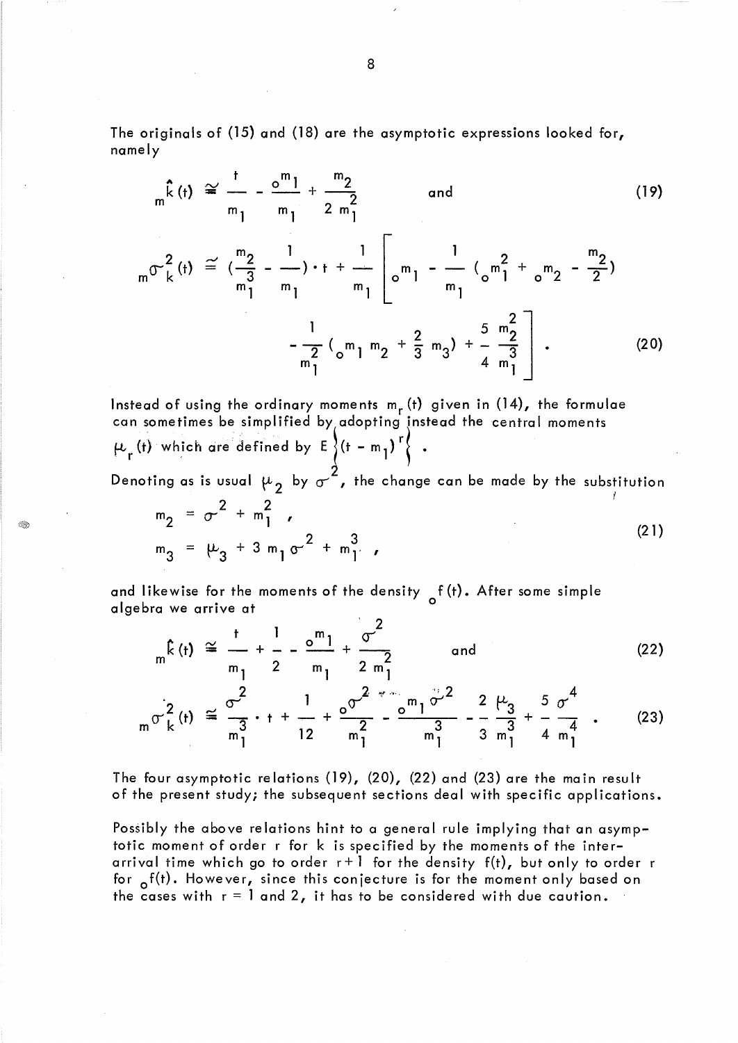The originals of (15) and (18) are the asymptotic expressions looked for, namely

$$ {}_{m}\hat{k}(t) \cong \frac{t}{m_1} - \frac{{}_{o}m_1}{m_1} + \frac{m_2}{2\,m_1^2} \qquad \text{and} \tag{19}$$

$$ {}_{m}\sigma_k^2(t) \cong \left(\frac{m_2}{m_1^3} - \frac{1}{m_1}\right)\cdot t + \frac{1}{m_1}\left[ {}_{o}m_1 - \frac{1}{m_1}\left({}_{o}m_1^2 + {}_{o}m_2 - \frac{m_2}{2}\right) - \frac{1}{m_1^2}\left({}_{o}m_1\, m_2 + \frac{2}{3}\, m_3\right) + \frac{5}{4}\frac{m_2^2}{m_1^3}\right] . \tag{20}$$

Instead of using the ordinary moments $m_r(t)$ given in (14), the formulae can sometimes be simplified by adopting instead the central moments $\mu_r(t)$ which are defined by $E\left\{(t - m_1)^r\right\}$ .

Denoting as is usual $\mu_2$ by $\sigma^2$, the change can be made by the substitution

$$ \begin{aligned} m_2 &= \sigma^2 + m_1^2 \;, \\ m_3 &= \mu_3 + 3\, m_1 \sigma^2 + m_1^3 \;, \end{aligned} \tag{21}$$

and likewise for the moments of the density ${}_{o}f(t)$. After some simple algebra we arrive at

$$ {}_{m}\hat{k}(t) \cong \frac{t}{m_1} + \frac{1}{2} - \frac{{}_{o}m_1}{m_1} + \frac{\sigma^2}{2\, m_1^2} \qquad \text{and} \tag{22}$$

$$ {}_{m}\sigma_k^2(t) \cong \frac{\sigma^2}{m_1^3}\cdot t + \frac{1}{12} + \frac{{}_{o}\sigma^2}{m_1^2} - \frac{{}_{o}m_1\,\sigma^2}{m_1^3} - \frac{2}{3}\frac{\mu_3}{m_1^3} + \frac{5}{4}\frac{\sigma^4}{m_1^4} . \tag{23}$$

The four asymptotic relations (19), (20), (22) and (23) are the main result of the present study; the subsequent sections deal with specific applications.

Possibly the above relations hint to a general rule implying that an asymptotic moment of order r for k is specified by the moments of the interarrival time which go to order r+1 for the density f(t), but only to order r for ${}_{o}f(t)$. However, since this conjecture is for the moment only based on the cases with r = 1 and 2, it has to be considered with due caution.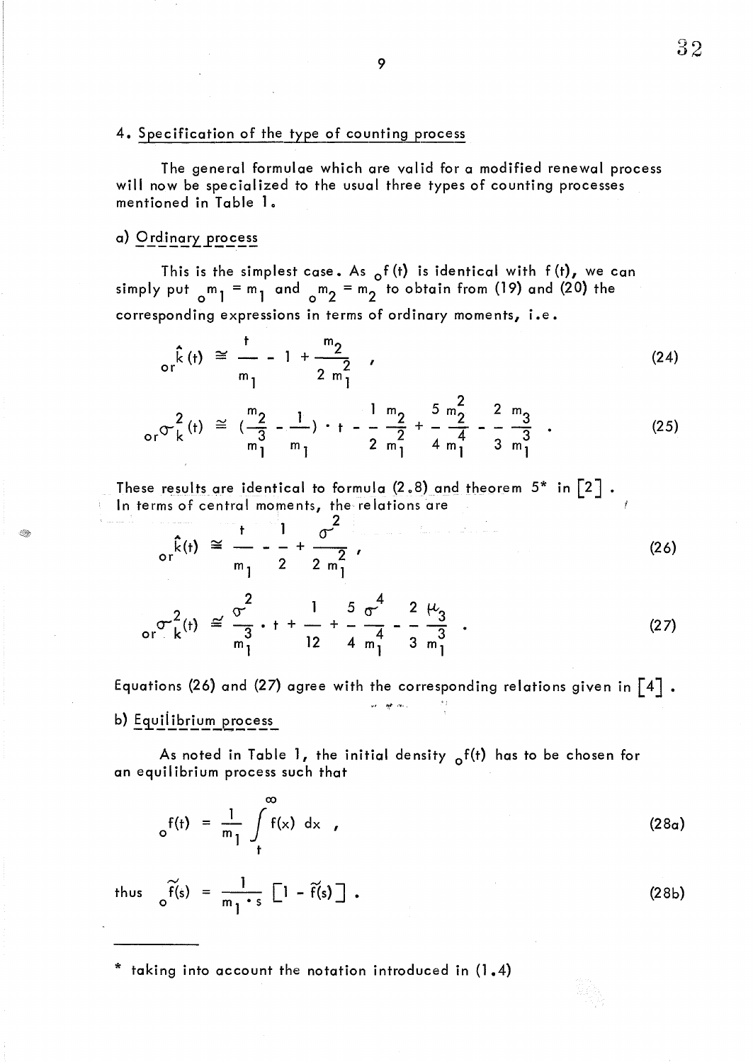## 4. Specification of the type of counting process

The general formulae which are valid for a modified renewal process will now be specialized to the usual three types of counting processes mentioned in Table 1.

### a) Ordinary process

This is the simplest case. As ${}_{o}f(t)$ is identical with $f(t)$, we can simply put ${}_{o}m_1 = m_1$ and ${}_{o}m_2 = m_2$ to obtain from (19) and (20) the corresponding expressions in terms of ordinary moments, i.e.

$$ {}_{or}\hat{k}(t) \cong \frac{t}{m_1} - 1 + \frac{m_2}{2\, m_1^2} \quad , \tag{24}$$

$$ {}_{or}\sigma_k^2(t) \cong \left(\frac{m_2}{m_1^3} - \frac{1}{m_1}\right) \cdot t - \frac{1}{2}\frac{m_2}{m_1^2} + \frac{5}{4}\frac{m_2^2}{m_1^4} - \frac{2}{3}\frac{m_3}{m_1^3} \quad . \tag{25}$$

These results are identical to formula (2.8) and theorem 5* in [2]. In terms of central moments, the relations are

$$ {}_{or}\hat{k}(t) \cong \frac{t}{m_1} - \frac{1}{2} + \frac{\sigma^2}{2\, m_1^2} \, , \tag{26}$$

$$ {}_{or}\sigma_k^2(t) \cong \frac{\sigma^2}{m_1^3} \cdot t + \frac{1}{12} + \frac{5}{4}\frac{\sigma^4}{m_1^4} - \frac{2}{3}\frac{\mu_3}{m_1^3} \quad . \tag{27}$$

Equations (26) and (27) agree with the corresponding relations given in [4].

### b) Equilibrium process

As noted in Table 1, the initial density ${}_{o}f(t)$ has to be chosen for an equilibrium process such that

$$ {}_{o}f(t) = \frac{1}{m_1} \int_t^{\infty} f(x)\, dx \quad , \tag{28a}$$

thus $$ {}_{o}\tilde{f}(s) = \frac{1}{m_1 \cdot s} \left[1 - \tilde{f}(s)\right] . \tag{28b}$$

---

\* taking into account the notation introduced in (1.4)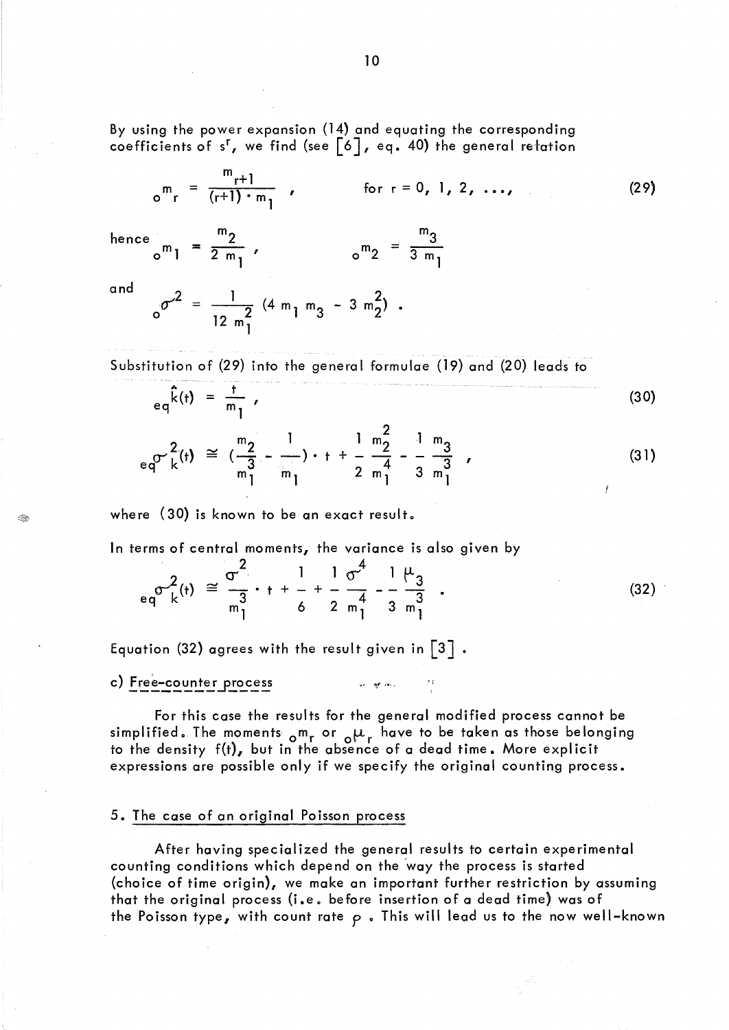By using the power expansion (14) and equating the corresponding coefficients of $s^r$, we find (see [6], eq. 40) the general relation

$$ {}_o m_r = \frac{m_{r+1}}{(r+1) \cdot m_1} , \qquad \text{for } r = 0, 1, 2, \ldots, \tag{29} $$

hence

$$ {}_o m_1 = \frac{m_2}{2\, m_1} , \qquad {}_o m_2 = \frac{m_3}{3\, m_1} $$

and

$$ {}_o\sigma^2 = \frac{1}{12\, m_1^2} \left(4\, m_1\, m_3 - 3\, m_2^2\right) . $$

Substitution of (29) into the general formulae (19) and (20) leads to

$$ {}_{eq}\hat{k}(t) = \frac{t}{m_1} , \tag{30} $$

$$ {}_{eq}\sigma_k^2(t) \cong \left(\frac{m_2}{m_1^3} - \frac{1}{m_1}\right) \cdot t + \frac{1}{2} \frac{m_2^2}{m_1^4} - \frac{1}{3} \frac{m_3}{m_1^3} , \tag{31} $$

where (30) is known to be an exact result.

In terms of central moments, the variance is also given by

$$ {}_{eq}\sigma_k^2(t) \cong \frac{\sigma^2}{m_1^3} \cdot t + \frac{1}{6} + \frac{1}{2} \frac{\sigma^4}{m_1^4} - \frac{1}{3} \frac{\mu_3}{m_1^3} . \tag{32} $$

Equation (32) agrees with the result given in [3] .

c) Free-counter process

For this case the results for the general modified process cannot be simplified. The moments ${}_o m_r$ or ${}_o\mu_r$ have to be taken as those belonging to the density $f(t)$, but in the absence of a dead time. More explicit expressions are possible only if we specify the original counting process.

## 5. The case of an original Poisson process

After having specialized the general results to certain experimental counting conditions which depend on the way the process is started (choice of time origin), we make an important further restriction by assuming that the original process (i.e. before insertion of a dead time) was of the Poisson type, with count rate $\rho$ . This will lead us to the now well-known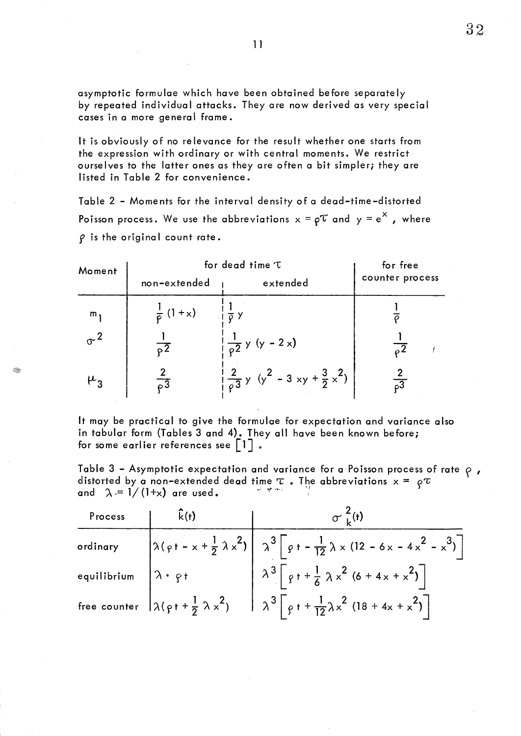asymptotic formulae which have been obtained before separately by repeated individual attacks. They are now derived as very special cases in a more general frame.

It is obviously of no relevance for the result whether one starts from the expression with ordinary or with central moments. We restrict ourselves to the latter ones as they are often a bit simpler; they are listed in Table 2 for convenience.

Table 2 - Moments for the interval density of a dead-time-distorted Poisson process. We use the abbreviations $x = \rho\tau$ and $y = e^x$, where $\rho$ is the original count rate.

| Moment | for dead time $\tau$ | | for free counter process |
|---|---|---|---|
| | non-extended | extended | |
| $m_1$ | $\frac{1}{\rho}(1+x)$ | $\frac{1}{\rho}y$ | $\frac{1}{\rho}$ |
| $\sigma^2$ | $\frac{1}{\rho^2}$ | $\frac{1}{\rho^2}y(y-2x)$ | $\frac{1}{\rho^2}$ |
| $\mu_3$ | $\frac{2}{\rho^3}$ | $\frac{2}{\rho^3}y(y^2 - 3xy + \frac{3}{2}x^2)$ | $\frac{2}{\rho^3}$ |

It may be practical to give the formulae for expectation and variance also in tabular form (Tables 3 and 4). They all have been known before; for some earlier references see [1].

Table 3 - Asymptotic expectation and variance for a Poisson process of rate $\rho$, distorted by a non-extended dead time $\tau$. The abbreviations $x = \rho\tau$ and $\lambda = 1/(1+x)$ are used.

| Process | $\hat{k}(t)$ | $\sigma_k^2(t)$ |
|---|---|---|
| ordinary | $\lambda(\rho t - x + \frac{1}{2}\lambda x^2)$ | $\lambda^3\left[\rho t - \frac{1}{12}\lambda x(12 - 6x - 4x^2 - x^3)\right]$ |
| equilibrium | $\lambda \cdot \rho t$ | $\lambda^3\left[\rho t + \frac{1}{6}\lambda x^2(6 + 4x + x^2)\right]$ |
| free counter | $\lambda(\rho t + \frac{1}{2}\lambda x^2)$ | $\lambda^3\left[\rho t + \frac{1}{12}\lambda x^2(18 + 4x + x^2)\right]$ |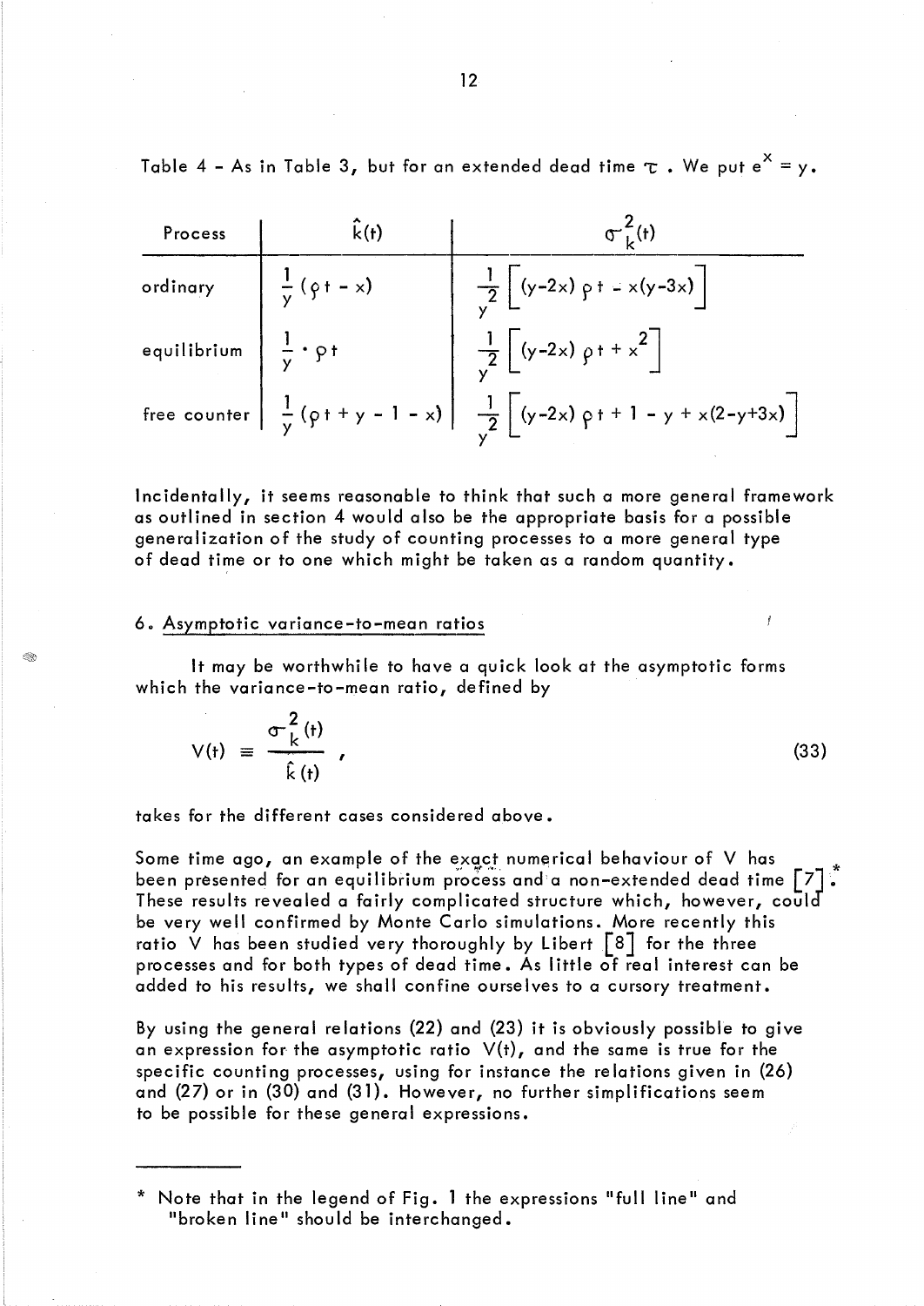Table 4 - As in Table 3, but for an extended dead time $\tau$ . We put $e^x = y$.

| Process | $\hat{k}(t)$ | $\sigma_k^2(t)$ |
|---|---|---|
| ordinary | $\frac{1}{y}(\rho t - x)$ | $\frac{1}{y^2}\left[(y-2x)\,\rho t - x(y-3x)\right]$ |
| equilibrium | $\frac{1}{y} \cdot \rho t$ | $\frac{1}{y^2}\left[(y-2x)\,\rho t + x^2\right]$ |
| free counter | $\frac{1}{y}(\rho t + y - 1 - x)$ | $\frac{1}{y^2}\left[(y-2x)\,\rho t + 1 - y + x(2-y+3x)\right]$ |

Incidentally, it seems reasonable to think that such a more general framework as outlined in section 4 would also be the appropriate basis for a possible generalization of the study of counting processes to a more general type of dead time or to one which might be taken as a random quantity.

## 6. Asymptotic variance-to-mean ratios

It may be worthwhile to have a quick look at the asymptotic forms which the variance-to-mean ratio, defined by

$$V(t) \equiv \frac{\sigma_k^2(t)}{\hat{k}(t)}, \tag{33}$$

takes for the different cases considered above.

Some time ago, an example of the exact numerical behaviour of V has been presented for an equilibrium process and a non-extended dead time [7].* These results revealed a fairly complicated structure which, however, could be very well confirmed by Monte Carlo simulations. More recently this ratio V has been studied very thoroughly by Libert [8] for the three processes and for both types of dead time. As little of real interest can be added to his results, we shall confine ourselves to a cursory treatment.

By using the general relations (22) and (23) it is obviously possible to give an expression for the asymptotic ratio $V(t)$, and the same is true for the specific counting processes, using for instance the relations given in (26) and (27) or in (30) and (31). However, no further simplifications seem to be possible for these general expressions.

---

\* Note that in the legend of Fig. 1 the expressions "full line" and "broken line" should be interchanged.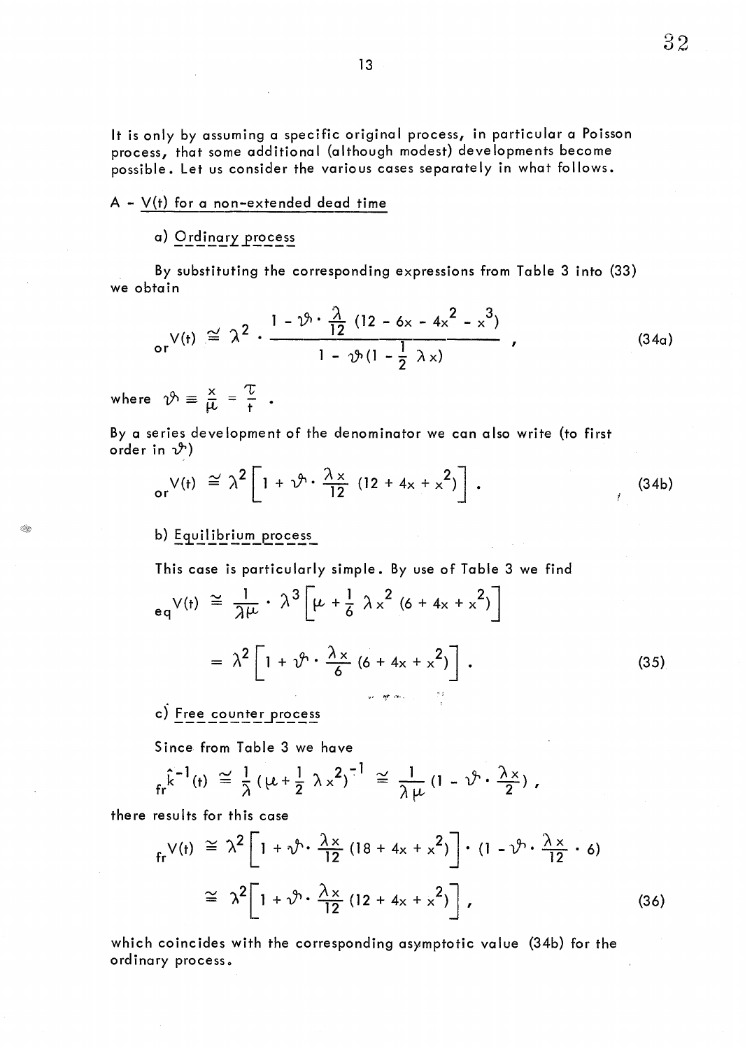It is only by assuming a specific original process, in particular a Poisson process, that some additional (although modest) developments become possible. Let us consider the various cases separately in what follows.

## A - V(t) for a non-extended dead time

### a) Ordinary process

By substituting the corresponding expressions from Table 3 into (33) we obtain

$$
{}_{\text{or}}V(t) \cong \lambda^2 \cdot \frac{1 - \vartheta \cdot \frac{\lambda}{12}(12 - 6x - 4x^2 - x^3)}{1 - \vartheta(1 - \frac{1}{2}\lambda x)} \,, \tag{34a}
$$

where $\vartheta \equiv \frac{x}{\mu} = \frac{\tau}{t}$ .

By a series development of the denominator we can also write (to first order in $\vartheta$)

$$
{}_{\text{or}}V(t) \cong \lambda^2 \left[ 1 + \vartheta \cdot \frac{\lambda x}{12} (12 + 4x + x^2) \right] . \tag{34b}
$$

### b) Equilibrium process

This case is particularly simple. By use of Table 3 we find

$$
\begin{aligned}
{}_{\text{eq}}V(t) &\cong \frac{1}{\lambda\mu} \cdot \lambda^3 \left[ \mu + \frac{1}{6}\lambda x^2 (6 + 4x + x^2) \right] \\
&= \lambda^2 \left[ 1 + \vartheta \cdot \frac{\lambda x}{6} (6 + 4x + x^2) \right] .
\end{aligned} \tag{35}
$$

### c) Free counter process

Since from Table 3 we have

$$
{}_{\text{fr}}\hat{k}^{-1}(t) \cong \frac{1}{\lambda}\left(\mu + \frac{1}{2}\lambda x^2\right)^{-1} \cong \frac{1}{\lambda\mu}\left(1 - \vartheta \cdot \frac{\lambda x}{2}\right) ,
$$

there results for this case

$$
\begin{aligned}
{}_{\text{fr}}V(t) &\cong \lambda^2 \left[ 1 + \vartheta \cdot \frac{\lambda x}{12} (18 + 4x + x^2) \right] \cdot \left(1 - \vartheta \cdot \frac{\lambda x}{12} \cdot 6\right) \\
&\cong \lambda^2 \left[ 1 + \vartheta \cdot \frac{\lambda x}{12} (12 + 4x + x^2) \right] ,
\end{aligned} \tag{36}
$$

which coincides with the corresponding asymptotic value (34b) for the ordinary process.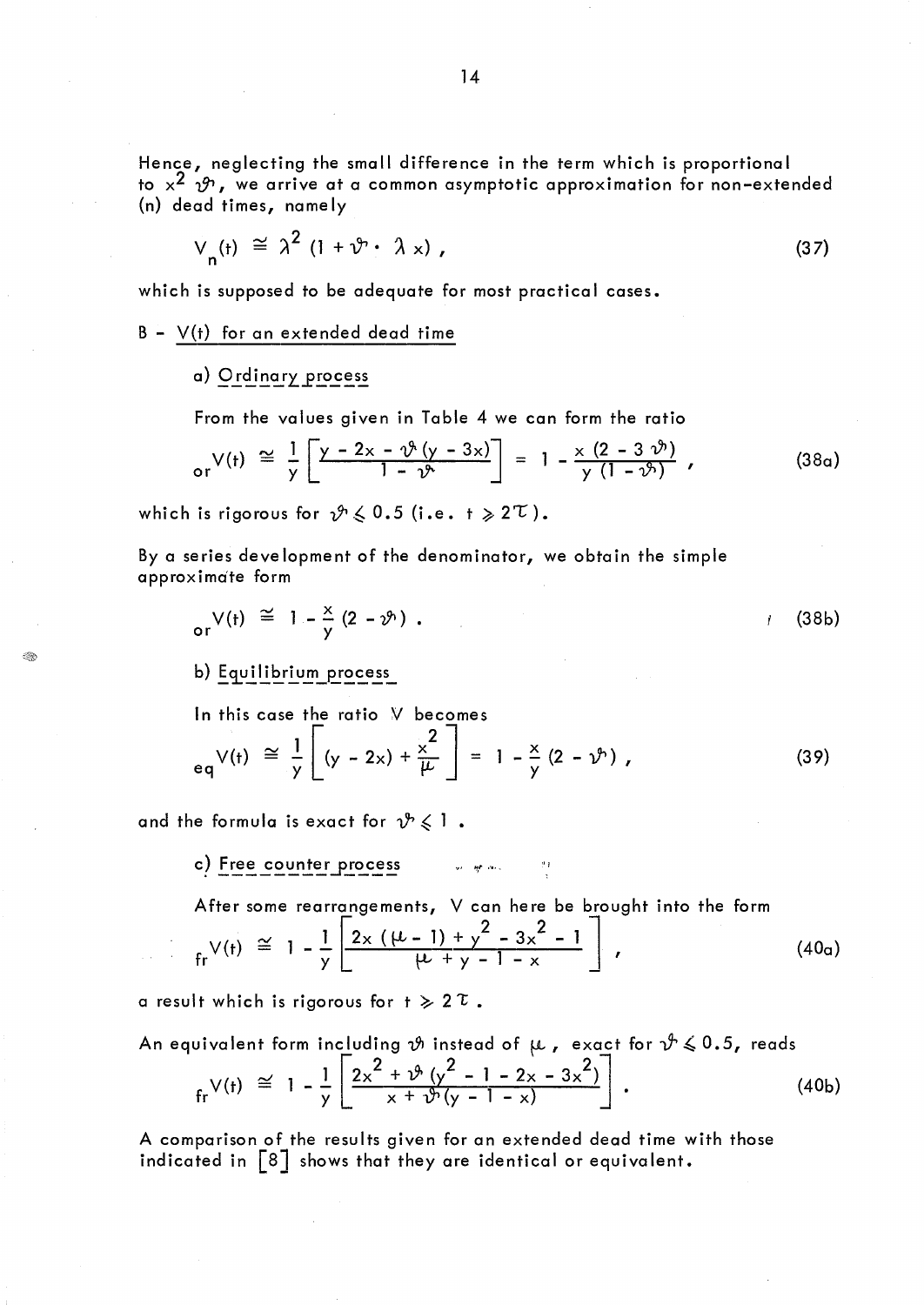Hence, neglecting the small difference in the term which is proportional to $x^2 \vartheta$, we arrive at a common asymptotic approximation for non-extended (n) dead times, namely

$$V_n(t) \cong \lambda^2 (1 + \vartheta \cdot \lambda x) , \tag{37}$$

which is supposed to be adequate for most practical cases.

B - V(t) for an extended dead time

a) Ordinary process

From the values given in Table 4 we can form the ratio

$${}_{or}V(t) \cong \frac{1}{y} \left[ \frac{y - 2x - \vartheta (y - 3x)}{1 - \vartheta} \right] = 1 - \frac{x (2 - 3 \vartheta)}{y (1 - \vartheta)} , \tag{38a}$$

which is rigorous for $\vartheta \leqslant 0.5$ (i.e. $t \geqslant 2\tau$).

By a series development of the denominator, we obtain the simple approximate form

$${}_{or}V(t) \cong 1 - \frac{x}{y} (2 - \vartheta) . \tag{38b}$$

b) Equilibrium process

In this case the ratio V becomes

$${}_{eq}V(t) \cong \frac{1}{y} \left[ (y - 2x) + \frac{x^2}{\mu} \right] = 1 - \frac{x}{y} (2 - \vartheta) , \tag{39}$$

and the formula is exact for $\vartheta \leqslant 1$ .

c) Free counter process

After some rearrangements, V can here be brought into the form

$${}_{fr}V(t) \cong 1 - \frac{1}{y} \left[ \frac{2x (\mu - 1) + y^2 - 3x^2 - 1}{\mu + y - 1 - x} \right] , \tag{40a}$$

a result which is rigorous for $t \geqslant 2\tau$ .

An equivalent form including $\vartheta$ instead of $\mu$ , exact for $\vartheta \leqslant 0.5$, reads

$${}_{fr}V(t) \cong 1 - \frac{1}{y} \left[ \frac{2x^2 + \vartheta (y^2 - 1 - 2x - 3x^2)}{x + \vartheta (y - 1 - x)} \right] . \tag{40b}$$

A comparison of the results given for an extended dead time with those indicated in [8] shows that they are identical or equivalent.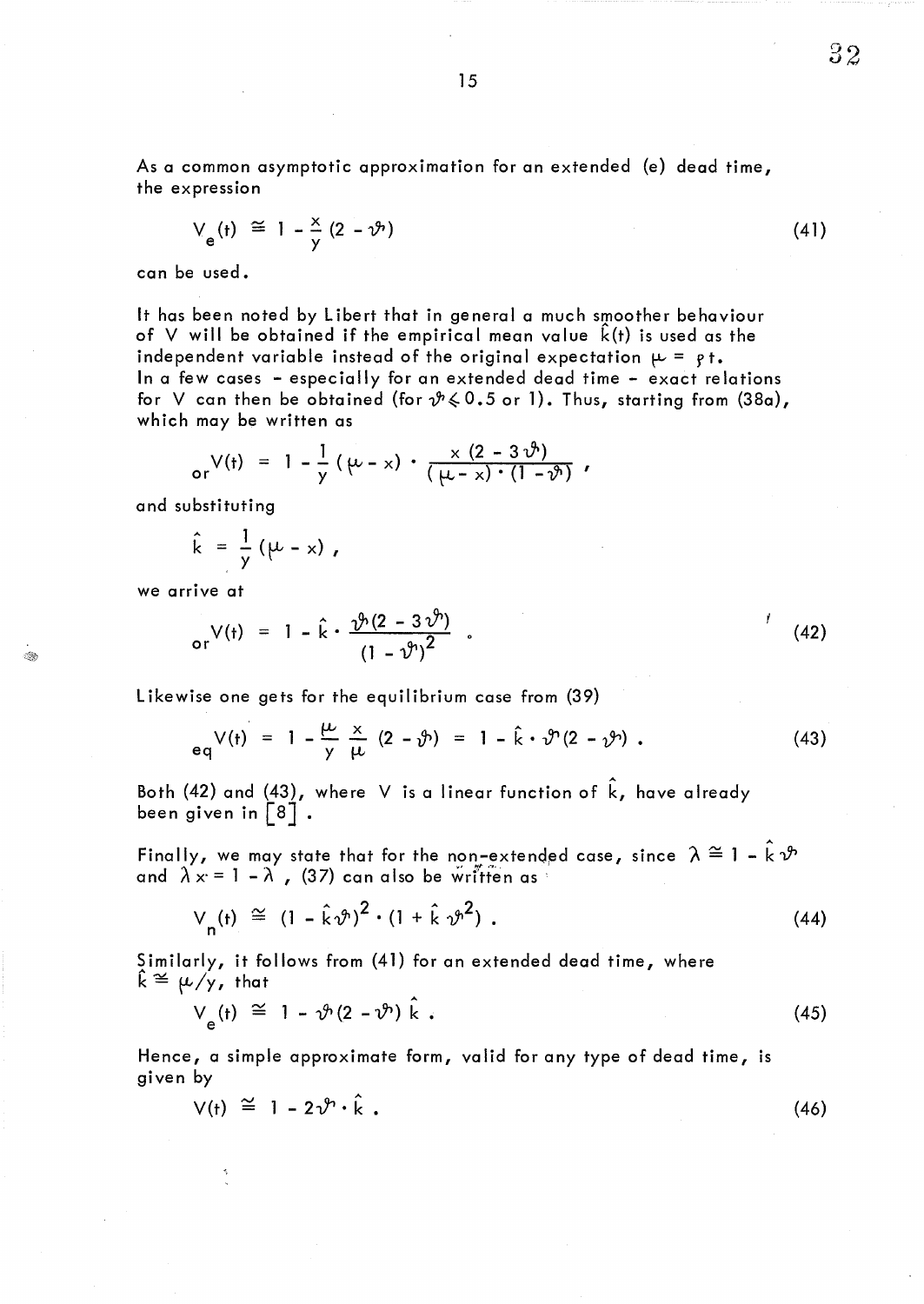As a common asymptotic approximation for an extended (e) dead time, the expression

$$V_e(t) \cong 1 - \frac{x}{y}(2 - \vartheta) \tag{41}$$

can be used.

It has been noted by Libert that in general a much smoother behaviour of V will be obtained if the empirical mean value $\hat{k}(t)$ is used as the independent variable instead of the original expectation $\mu = \rho t$. In a few cases - especially for an extended dead time - exact relations for V can then be obtained (for $\vartheta \leqslant 0.5$ or 1). Thus, starting from (38a), which may be written as

$${}_{or}V(t) = 1 - \frac{1}{y}(\mu - x) \cdot \frac{x(2 - 3\vartheta)}{(\mu - x) \cdot (1 - \vartheta)} ,$$

and substituting

$$\hat{k} = \frac{1}{y}(\mu - x) ,$$

we arrive at

$${}_{or}V(t) = 1 - \hat{k} \cdot \frac{\vartheta(2 - 3\vartheta)}{(1 - \vartheta)^2} . \tag{42}$$

Likewise one gets for the equilibrium case from (39)

$${}_{eq}V(t) = 1 - \frac{\mu}{y}\frac{x}{\mu}(2 - \vartheta) = 1 - \hat{k} \cdot \vartheta(2 - \vartheta) . \tag{43}$$

Both (42) and (43), where V is a linear function of $\hat{k}$, have already been given in [8].

Finally, we may state that for the non-extended case, since $\lambda \cong 1 - \hat{k}\vartheta$ and $\lambda x = 1 - \lambda$, (37) can also be written as

$$V_n(t) \cong (1 - \hat{k}\vartheta)^2 \cdot (1 + \hat{k}\vartheta^2) . \tag{44}$$

Similarly, it follows from (41) for an extended dead time, where $\hat{k} \cong \mu/y$, that

$$V_e(t) \cong 1 - \vartheta(2 - \vartheta)\hat{k} . \tag{45}$$

Hence, a simple approximate form, valid for any type of dead time, is given by

$$V(t) \cong 1 - 2\vartheta \cdot \hat{k} . \tag{46}$$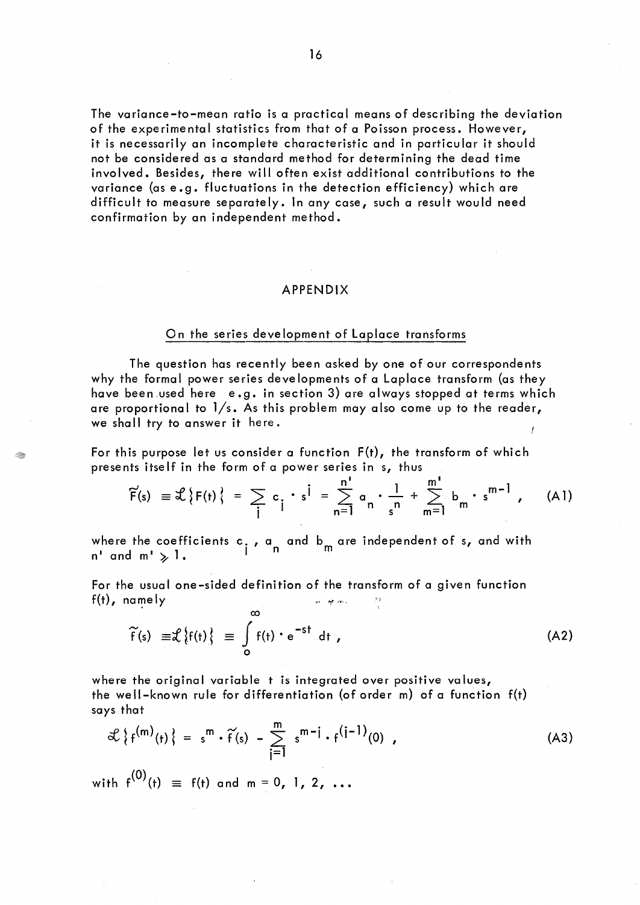The variance-to-mean ratio is a practical means of describing the deviation of the experimental statistics from that of a Poisson process. However, it is necessarily an incomplete characteristic and in particular it should not be considered as a standard method for determining the dead time involved. Besides, there will often exist additional contributions to the variance (as e.g. fluctuations in the detection efficiency) which are difficult to measure separately. In any case, such a result would need confirmation by an independent method.

## APPENDIX

### On the series development of Laplace transforms

The question has recently been asked by one of our correspondents why the formal power series developments of a Laplace transform (as they have been used here e.g. in section 3) are always stopped at terms which are proportional to $1/s$. As this problem may also come up to the reader, we shall try to answer it here.

For this purpose let us consider a function $F(t)$, the transform of which presents itself in the form of a power series in $s$, thus

$$\tilde{F}(s) \equiv \mathcal{L}\{F(t)\} = \sum_i c_i \cdot s^i = \sum_{n=1}^{n'} a_n \cdot \frac{1}{s^n} + \sum_{m=1}^{m'} b_m \cdot s^{m-1} , \qquad \text{(A1)}$$

where the coefficients $c_i$, $a_n$ and $b_m$ are independent of $s$, and with $n'$ and $m' \geqslant 1$.

For the usual one-sided definition of the transform of a given function $f(t)$, namely

$$\tilde{f}(s) \equiv \mathcal{L}\{f(t)\} \equiv \int_0^\infty f(t) \cdot e^{-st} \, dt , \qquad \text{(A2)}$$

where the original variable $t$ is integrated over positive values, the well-known rule for differentiation (of order $m$) of a function $f(t)$ says that

$$\mathcal{L}\{f^{(m)}(t)\} = s^m \cdot \tilde{f}(s) - \sum_{j=1}^{m} s^{m-j} \cdot f^{(j-1)}(0) , \qquad \text{(A3)}$$

with $f^{(0)}(t) \equiv f(t)$ and $m = 0, 1, 2, \ldots$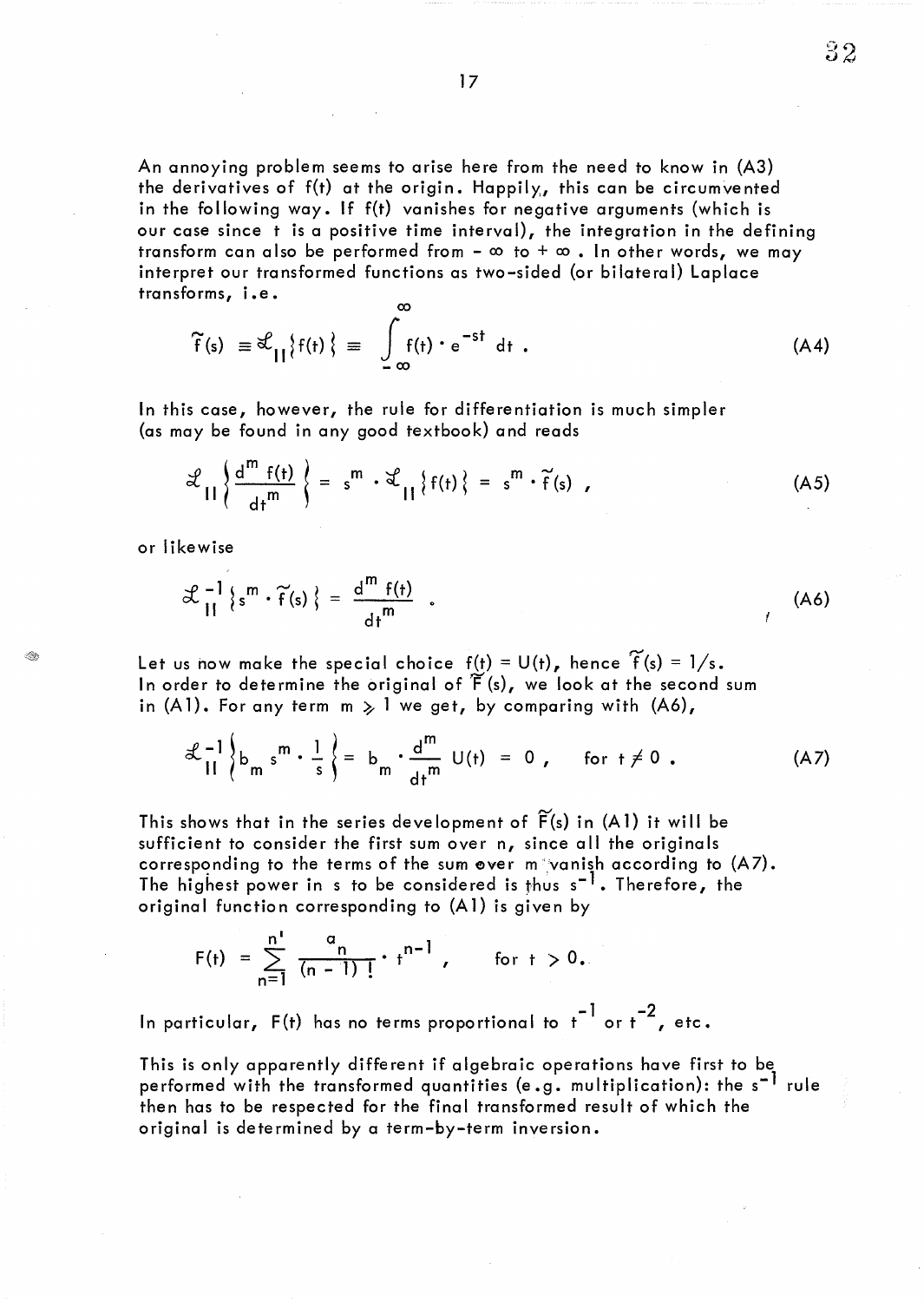An annoying problem seems to arise here from the need to know in (A3) the derivatives of $f(t)$ at the origin. Happily, this can be circumvented in the following way. If $f(t)$ vanishes for negative arguments (which is our case since $t$ is a positive time interval), the integration in the defining transform can also be performed from $-\infty$ to $+\infty$. In other words, we may interpret our transformed functions as two-sided (or bilateral) Laplace transforms, i.e.

$$\tilde{f}(s) \equiv \mathcal{L}_{II}\{f(t)\} \equiv \int_{-\infty}^{\infty} f(t) \cdot e^{-st}\, dt \,. \tag{A4}$$

In this case, however, the rule for differentiation is much simpler (as may be found in any good textbook) and reads

$$\mathcal{L}_{II}\left\{\frac{d^m f(t)}{dt^m}\right\} = s^m \cdot \mathcal{L}_{II}\{f(t)\} = s^m \cdot \tilde{f}(s) \,, \tag{A5}$$

or likewise

$$\mathcal{L}_{II}^{-1}\{s^m \cdot \tilde{f}(s)\} = \frac{d^m f(t)}{dt^m} \,. \tag{A6}$$

Let us now make the special choice $f(t) = U(t)$, hence $\tilde{f}(s) = 1/s$. In order to determine the original of $\tilde{F}(s)$, we look at the second sum in (A1). For any term $m \geqslant 1$ we get, by comparing with (A6),

$$\mathcal{L}_{II}^{-1}\left\{b_m\, s^m \cdot \frac{1}{s}\right\} = b_m \cdot \frac{d^m}{dt^m}\, U(t) = 0 \,, \qquad \text{for } t \neq 0 \,. \tag{A7}$$

This shows that in the series development of $\tilde{F}(s)$ in (A1) it will be sufficient to consider the first sum over $n$, since all the originals corresponding to the terms of the sum over $m$ vanish according to (A7). The highest power in $s$ to be considered is thus $s^{-1}$. Therefore, the original function corresponding to (A1) is given by

$$F(t) = \sum_{n=1}^{n'} \frac{a_n}{(n-1)!} \cdot t^{n-1} \,, \qquad \text{for } t > 0.$$

In particular, $F(t)$ has no terms proportional to $t^{-1}$ or $t^{-2}$, etc.

This is only apparently different if algebraic operations have first to be performed with the transformed quantities (e.g. multiplication): the $s^{-1}$ rule then has to be respected for the final transformed result of which the original is determined by a term-by-term inversion.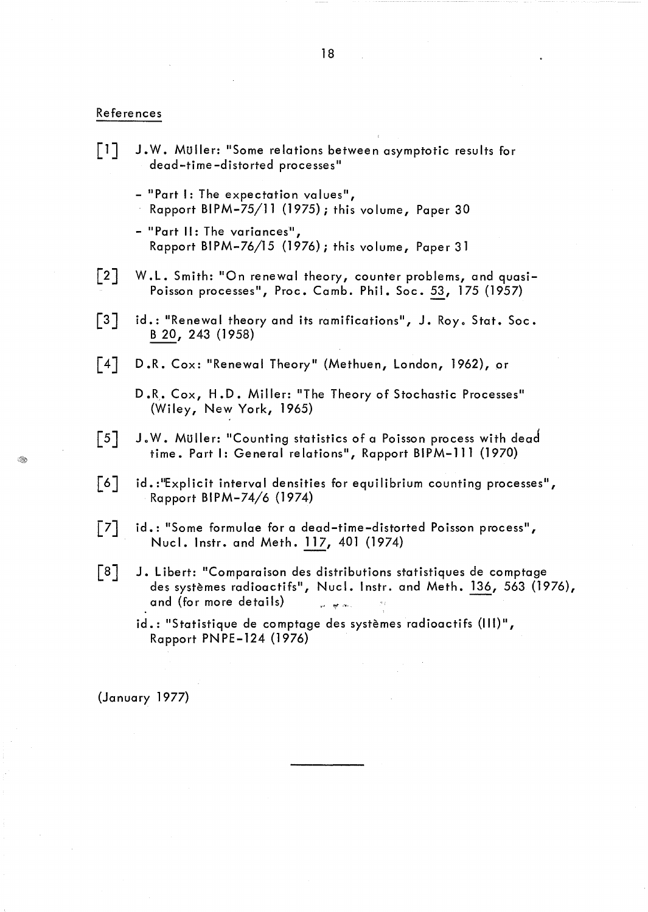## References

[1] J.W. Müller: "Some relations between asymptotic results for dead-time-distorted processes"

- "Part I: The expectation values", Rapport BIPM-75/11 (1975); this volume, Paper 30
- "Part II: The variances", Rapport BIPM-76/15 (1976); this volume, Paper 31

[2] W.L. Smith: "On renewal theory, counter problems, and quasi-Poisson processes", Proc. Camb. Phil. Soc. 53, 175 (1957)

[3] id.: "Renewal theory and its ramifications", J. Roy. Stat. Soc. B 20, 243 (1958)

[4] D.R. Cox: "Renewal Theory" (Methuen, London, 1962), or

D.R. Cox, H.D. Miller: "The Theory of Stochastic Processes" (Wiley, New York, 1965)

[5] J.W. Müller: "Counting statistics of a Poisson process with dead time. Part I: General relations", Rapport BIPM-111 (1970)

[6] id.: "Explicit interval densities for equilibrium counting processes", Rapport BIPM-74/6 (1974)

[7] id.: "Some formulae for a dead-time-distorted Poisson process", Nucl. Instr. and Meth. 117, 401 (1974)

[8] J. Libert: "Comparaison des distributions statistiques de comptage des systèmes radioactifs", Nucl. Instr. and Meth. 136, 563 (1976), and (for more details)

id.: "Statistique de comptage des systèmes radioactifs (III)", Rapport PNPE-124 (1976)

(January 1977)